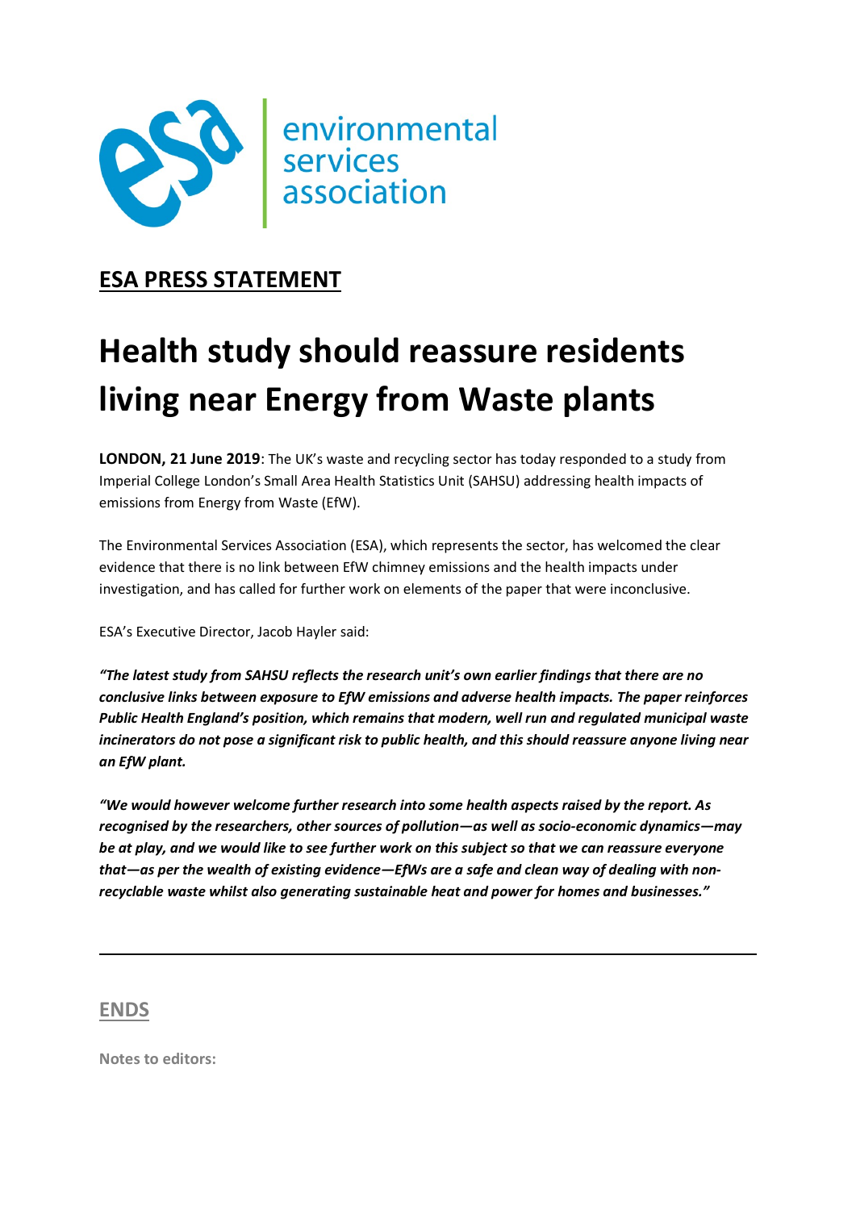environmental services association

**<u>ESA PRESS STATEMENT</u>**

# Health study should reassure residents living near Energy from Waste plants

**LONDON, 21 June 2019**: The UK's waste and recycling sector has today responded to a study from Imperial College London's Small Area Health Statistics Unit (SAHSU) addressing health impacts of emissions from Energy from Waste (EfW).

The Environmental Services Association (ESA), which represents the sector, has welcomed the clear evidence that there is no link between EfW chimney emissions and the health impacts under investigation, and has called for further work on elements of the paper that were inconclusive.

ESA's Executive Director, Jacob Hayler said:

***"The latest study from SAHSU reflects the research unit's own earlier findings that there are no conclusive links between exposure to EfW emissions and adverse health impacts. The paper reinforces Public Health England's position, which remains that modern, well run and regulated municipal waste incinerators do not pose a significant risk to public health, and this should reassure anyone living near an EfW plant.***

***"We would however welcome further research into some health aspects raised by the report. As recognised by the researchers, other sources of pollution—as well as socio-economic dynamics—may be at play, and we would like to see further work on this subject so that we can reassure everyone that—as per the wealth of existing evidence—EfWs are a safe and clean way of dealing with non-recyclable waste whilst also generating sustainable heat and power for homes and businesses."***

---

**<u>ENDS</u>**

**Notes to editors:**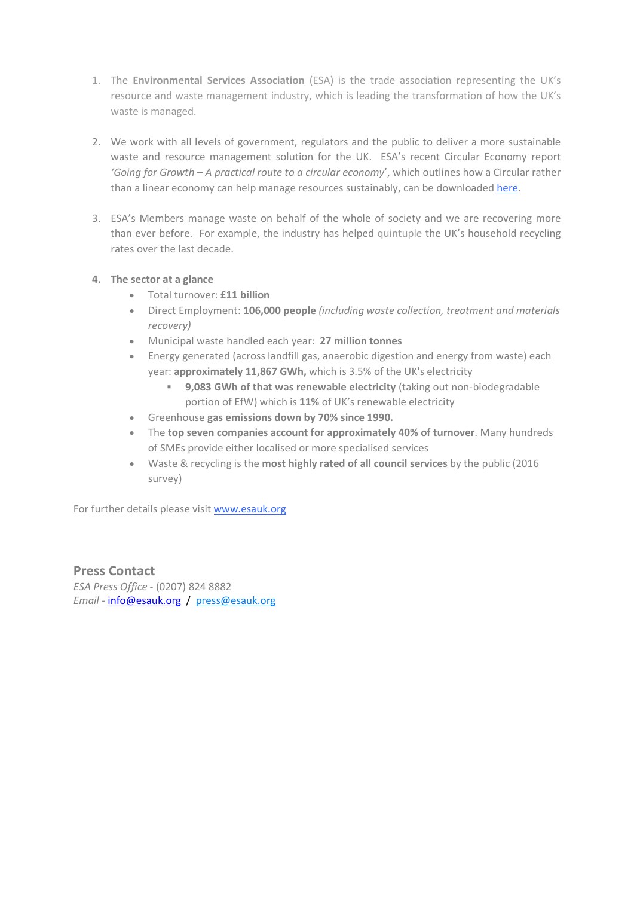1. The **Environmental Services Association** (ESA) is the trade association representing the UK's resource and waste management industry, which is leading the transformation of how the UK's waste is managed.

2. We work with all levels of government, regulators and the public to deliver a more sustainable waste and resource management solution for the UK. ESA's recent Circular Economy report *'Going for Growth – A practical route to a circular economy*', which outlines how a Circular rather than a linear economy can help manage resources sustainably, can be downloaded here.

3. ESA's Members manage waste on behalf of the whole of society and we are recovering more than ever before. For example, the industry has helped quintuple the UK's household recycling rates over the last decade.

4. **The sector at a glance**
   - Total turnover: **£11 billion**
   - Direct Employment: **106,000 people** *(including waste collection, treatment and materials recovery)*
   - Municipal waste handled each year: **27 million tonnes**
   - Energy generated (across landfill gas, anaerobic digestion and energy from waste) each year: **approximately 11,867 GWh,** which is 3.5% of the UK's electricity
     - **9,083 GWh of that was renewable electricity** (taking out non-biodegradable portion of EfW) which is **11%** of UK's renewable electricity
   - Greenhouse **gas emissions down by 70% since 1990.**
   - The **top seven companies account for approximately 40% of turnover**. Many hundreds of SMEs provide either localised or more specialised services
   - Waste & recycling is the **most highly rated of all council services** by the public (2016 survey)

For further details please visit www.esauk.org

## Press Contact

*ESA Press Office* - (0207) 824 8882
*Email* - info@esauk.org / press@esauk.org